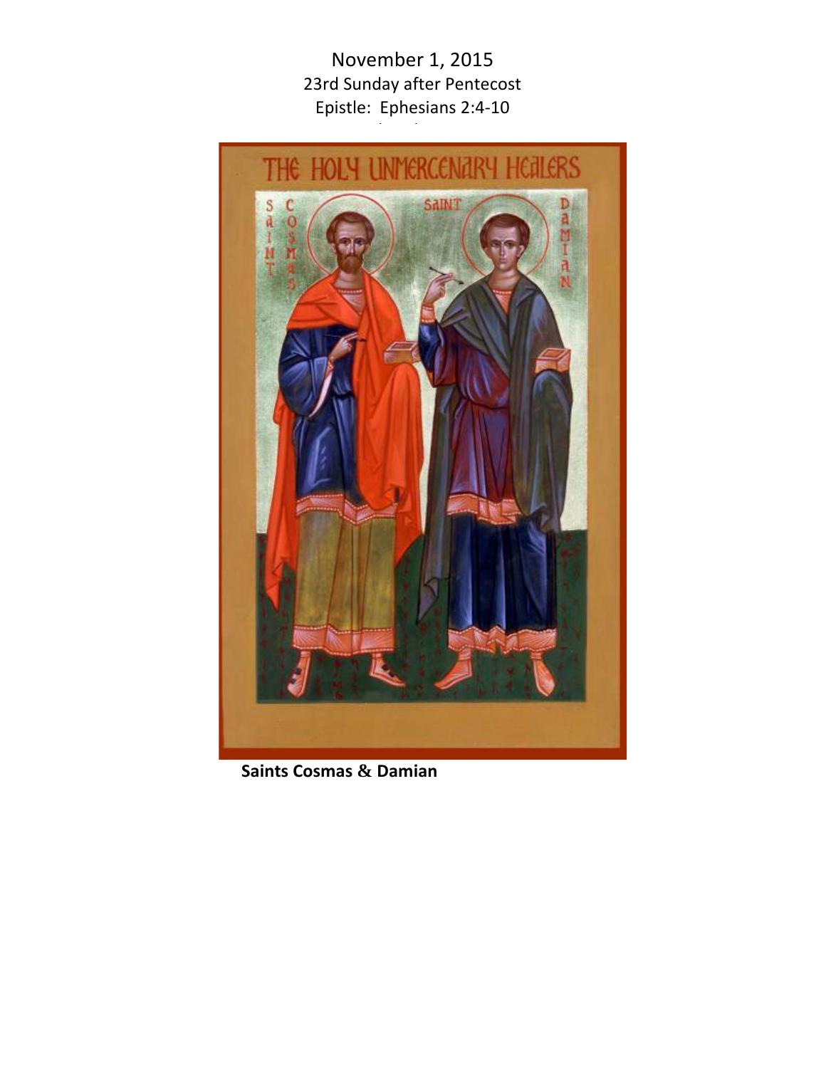November 1, 2015

23rd Sunday after Pentecost

Epistle: Ephesians 2:4-10

**Saints Cosmas & Damian**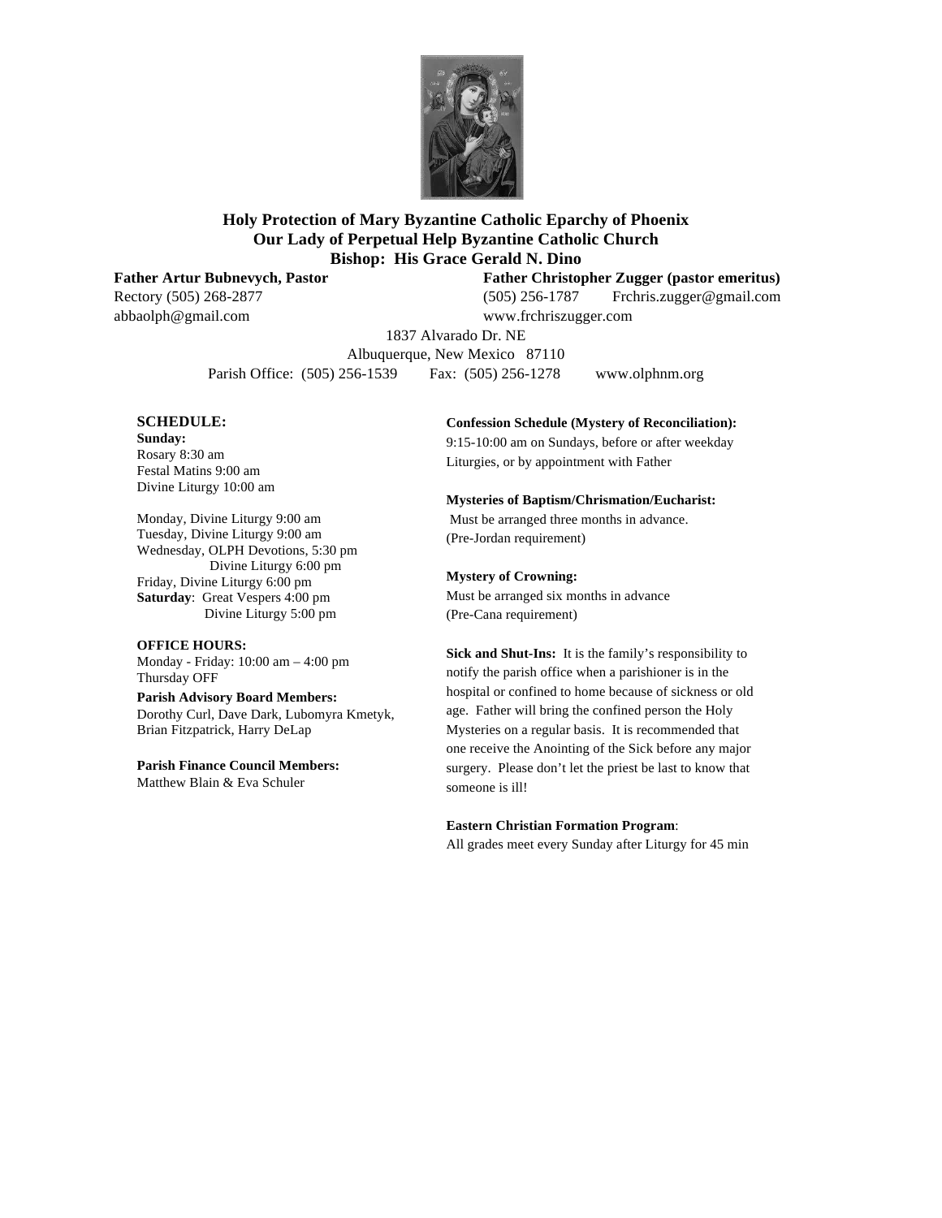**Holy Protection of Mary Byzantine Catholic Eparchy of Phoenix**
**Our Lady of Perpetual Help Byzantine Catholic Church**
**Bishop: His Grace Gerald N. Dino**

**Father Artur Bubnevych, Pastor**
Rectory (505) 268-2877
abbaolph@gmail.com

**Father Christopher Zugger (pastor emeritus)**
(505) 256-1787 Frchris.zugger@gmail.com
www.frchriszugger.com

1837 Alvarado Dr. NE
Albuquerque, New Mexico 87110
Parish Office: (505) 256-1539 Fax: (505) 256-1278 www.olphnm.org

**SCHEDULE:**

**Sunday:**
Rosary 8:30 am
Festal Matins 9:00 am
Divine Liturgy 10:00 am

Monday, Divine Liturgy 9:00 am
Tuesday, Divine Liturgy 9:00 am
Wednesday, OLPH Devotions, 5:30 pm
Divine Liturgy 6:00 pm
Friday, Divine Liturgy 6:00 pm
**Saturday**: Great Vespers 4:00 pm
Divine Liturgy 5:00 pm

**OFFICE HOURS:**
Monday - Friday: 10:00 am – 4:00 pm
Thursday OFF

**Parish Advisory Board Members:**
Dorothy Curl, Dave Dark, Lubomyra Kmetyk, Brian Fitzpatrick, Harry DeLap

**Parish Finance Council Members:**
Matthew Blain & Eva Schuler

**Confession Schedule (Mystery of Reconciliation):**
9:15-10:00 am on Sundays, before or after weekday Liturgies, or by appointment with Father

**Mysteries of Baptism/Chrismation/Eucharist:**
Must be arranged three months in advance.
(Pre-Jordan requirement)

**Mystery of Crowning:**
Must be arranged six months in advance
(Pre-Cana requirement)

**Sick and Shut-Ins:** It is the family's responsibility to notify the parish office when a parishioner is in the hospital or confined to home because of sickness or old age. Father will bring the confined person the Holy Mysteries on a regular basis. It is recommended that one receive the Anointing of the Sick before any major surgery. Please don't let the priest be last to know that someone is ill!

**Eastern Christian Formation Program**:
All grades meet every Sunday after Liturgy for 45 min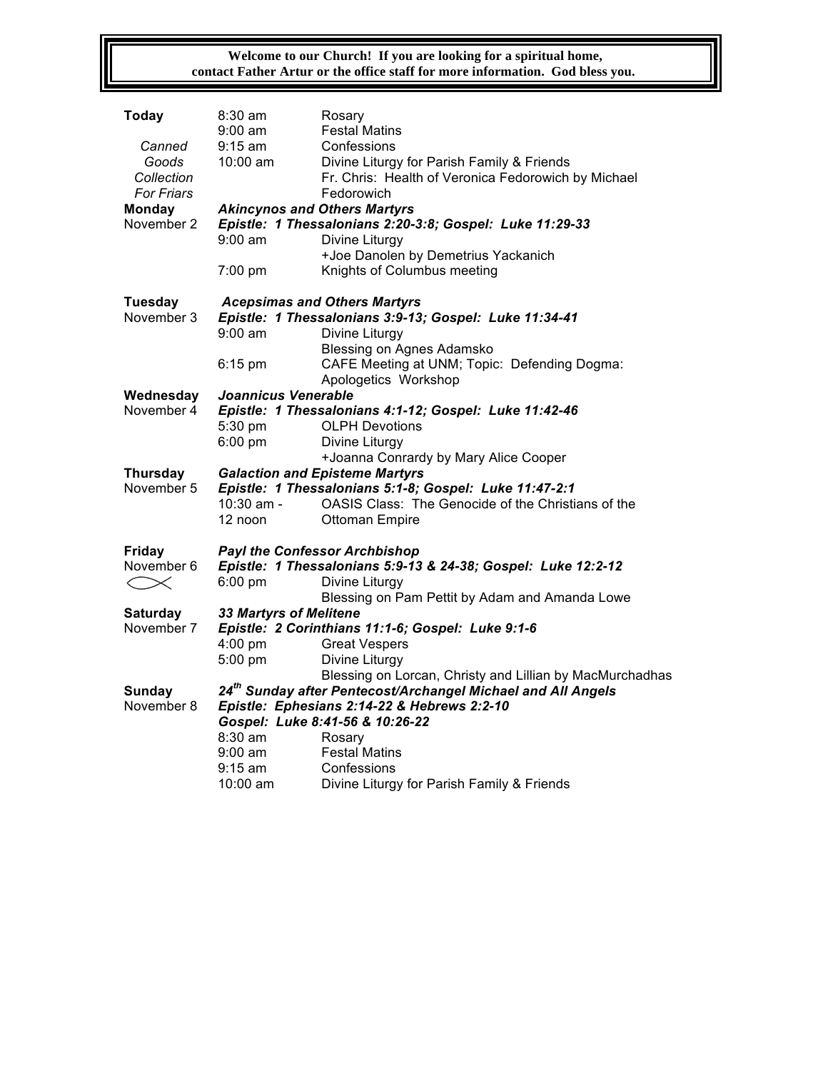**Welcome to our Church! If you are looking for a spiritual home, contact Father Artur or the office staff for more information. God bless you.**

| | | |
|---|---|---|
| **Today** | 8:30 am | Rosary |
| | 9:00 am | Festal Matins |
| *Canned Goods Collection For Friars* | 9:15 am | Confessions |
| | 10:00 am | Divine Liturgy for Parish Family & Friends<br>Fr. Chris: Health of Veronica Fedorowich by Michael Fedorowich |
| **Monday**<br>November 2 | ***Akincynos and Others Martyrs*** | |
| | ***Epistle: 1 Thessalonians 2:20-3:8; Gospel: Luke 11:29-33*** | |
| | 9:00 am | Divine Liturgy<br>+Joe Danolen by Demetrius Yackanich |
| | 7:00 pm | Knights of Columbus meeting |
| **Tuesday**<br>November 3 | ***Acepsimas and Others Martyrs*** | |
| | ***Epistle: 1 Thessalonians 3:9-13; Gospel: Luke 11:34-41*** | |
| | 9:00 am | Divine Liturgy<br>Blessing on Agnes Adamsko |
| | 6:15 pm | CAFE Meeting at UNM; Topic: Defending Dogma: Apologetics Workshop |
| **Wednesday**<br>November 4 | ***Joannicus Venerable*** | |
| | ***Epistle: 1 Thessalonians 4:1-12; Gospel: Luke 11:42-46*** | |
| | 5:30 pm | OLPH Devotions |
| | 6:00 pm | Divine Liturgy<br>+Joanna Conrardy by Mary Alice Cooper |
| **Thursday**<br>November 5 | ***Galaction and Episteme Martyrs*** | |
| | ***Epistle: 1 Thessalonians 5:1-8; Gospel: Luke 11:47-2:1*** | |
| | 10:30 am - 12 noon | OASIS Class: The Genocide of the Christians of the Ottoman Empire |
| **Friday**<br>November 6 | ***Payl the Confessor Archbishop*** | |
| | ***Epistle: 1 Thessalonians 5:9-13 & 24-38; Gospel: Luke 12:2-12*** | |
| | 6:00 pm | Divine Liturgy<br>Blessing on Pam Pettit by Adam and Amanda Lowe |
| **Saturday**<br>November 7 | ***33 Martyrs of Melitene*** | |
| | ***Epistle: 2 Corinthians 11:1-6; Gospel: Luke 9:1-6*** | |
| | 4:00 pm | Great Vespers |
| | 5:00 pm | Divine Liturgy<br>Blessing on Lorcan, Christy and Lillian by MacMurchadhas |
| **Sunday**<br>November 8 | ***24th Sunday after Pentecost/Archangel Michael and All Angels*** | |
| | ***Epistle: Ephesians 2:14-22 & Hebrews 2:2-10*** | |
| | ***Gospel: Luke 8:41-56 & 10:26-22*** | |
| | 8:30 am | Rosary |
| | 9:00 am | Festal Matins |
| | 9:15 am | Confessions |
| | 10:00 am | Divine Liturgy for Parish Family & Friends |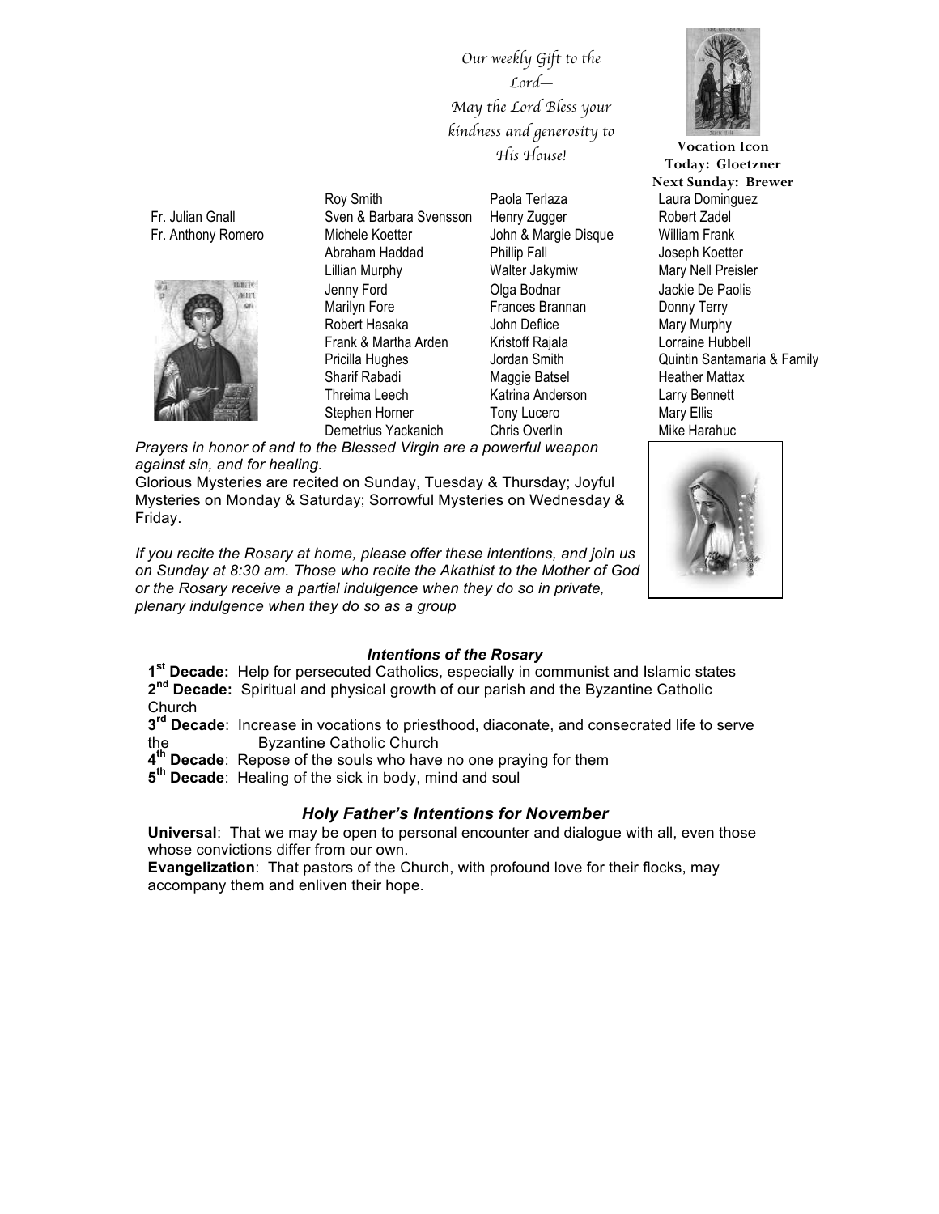*Our weekly Gift to the Lord—*
*May the Lord Bless your kindness and generosity to His House!*

**Vocation Icon**
**Today: Gloetzner**
**Next Sunday: Brewer**

Fr. Julian Gnall
Fr. Anthony Romero

Roy Smith
Sven & Barbara Svensson
Michele Koetter
Abraham Haddad
Lillian Murphy
Jenny Ford
Marilyn Fore
Robert Hasaka
Frank & Martha Arden
Pricilla Hughes
Sharif Rabadi
Threima Leech
Stephen Horner
Demetrius Yackanich

Paola Terlaza
Henry Zugger
John & Margie Disque
Phillip Fall
Walter Jakymiw
Olga Bodnar
Frances Brannan
John Deflice
Kristoff Rajala
Jordan Smith
Maggie Batsel
Katrina Anderson
Tony Lucero
Chris Overlin

Laura Dominguez
Robert Zadel
William Frank
Joseph Koetter
Mary Nell Preisler
Jackie De Paolis
Donny Terry
Mary Murphy
Lorraine Hubbell
Quintin Santamaria & Family
Heather Mattax
Larry Bennett
Mary Ellis
Mike Harahuc

*Prayers in honor of and to the Blessed Virgin are a powerful weapon against sin, and for healing.*

Glorious Mysteries are recited on Sunday, Tuesday & Thursday; Joyful Mysteries on Monday & Saturday; Sorrowful Mysteries on Wednesday & Friday.

*If you recite the Rosary at home, please offer these intentions, and join us on Sunday at 8:30 am. Those who recite the Akathist to the Mother of God or the Rosary receive a partial indulgence when they do so in private, plenary indulgence when they do so as a group*

### *Intentions of the Rosary*

**1st Decade:** Help for persecuted Catholics, especially in communist and Islamic states
**2nd Decade:** Spiritual and physical growth of our parish and the Byzantine Catholic Church
**3rd Decade**: Increase in vocations to priesthood, diaconate, and consecrated life to serve the Byzantine Catholic Church
**4th Decade**: Repose of the souls who have no one praying for them
**5th Decade**: Healing of the sick in body, mind and soul

### *Holy Father's Intentions for November*

**Universal**: That we may be open to personal encounter and dialogue with all, even those whose convictions differ from our own.
**Evangelization**: That pastors of the Church, with profound love for their flocks, may accompany them and enliven their hope.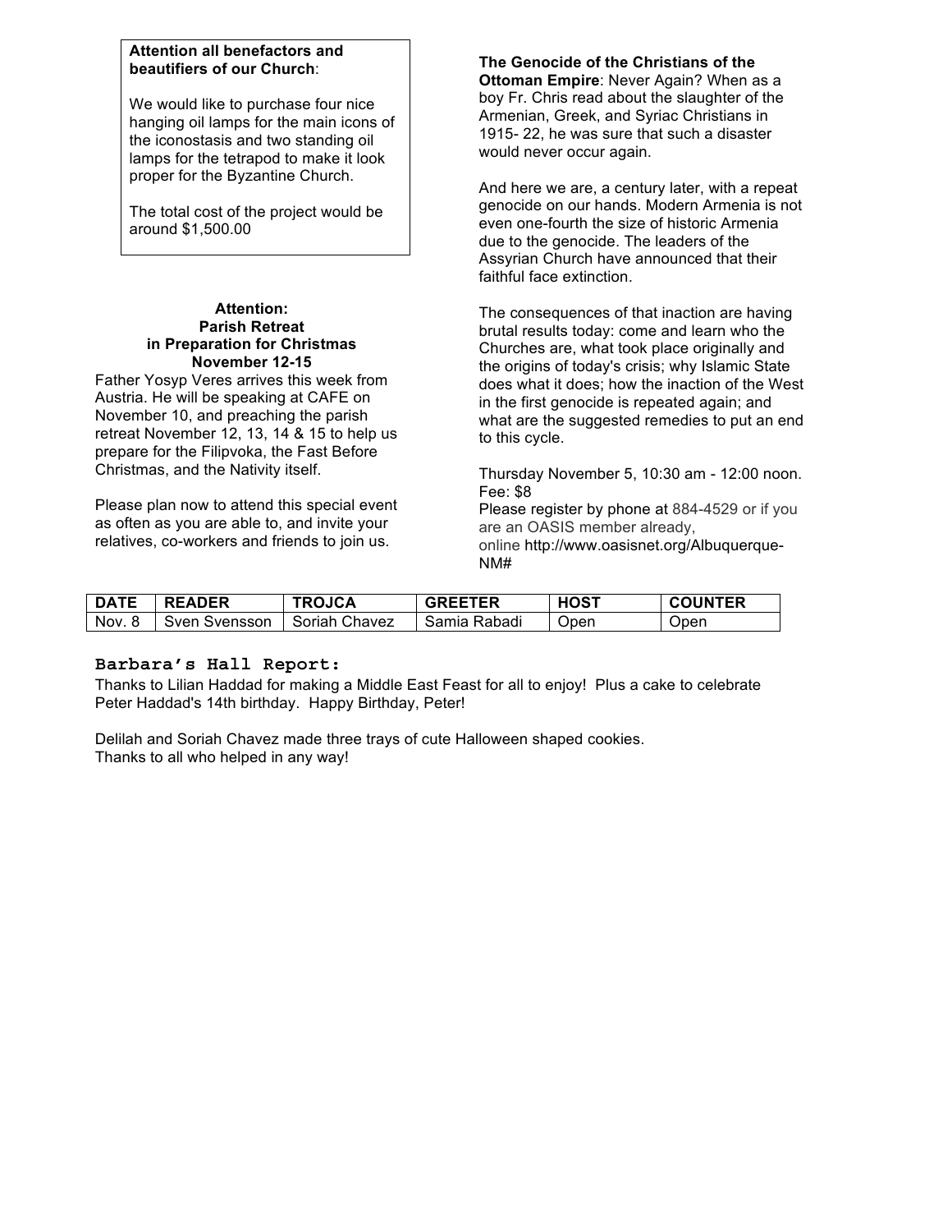**Attention all benefactors and beautifiers of our Church**:

We would like to purchase four nice hanging oil lamps for the main icons of the iconostasis and two standing oil lamps for the tetrapod to make it look proper for the Byzantine Church.

The total cost of the project would be around $1,500.00

**Attention:**
**Parish Retreat**
**in Preparation for Christmas**
**November 12-15**

Father Yosyp Veres arrives this week from Austria. He will be speaking at CAFE on November 10, and preaching the parish retreat November 12, 13, 14 & 15 to help us prepare for the Filipvoka, the Fast Before Christmas, and the Nativity itself.

Please plan now to attend this special event as often as you are able to, and invite your relatives, co-workers and friends to join us.

**The Genocide of the Christians of the Ottoman Empire**: Never Again? When as a boy Fr. Chris read about the slaughter of the Armenian, Greek, and Syriac Christians in 1915- 22, he was sure that such a disaster would never occur again.

And here we are, a century later, with a repeat genocide on our hands. Modern Armenia is not even one-fourth the size of historic Armenia due to the genocide. The leaders of the Assyrian Church have announced that their faithful face extinction.

The consequences of that inaction are having brutal results today: come and learn who the Churches are, what took place originally and the origins of today's crisis; why Islamic State does what it does; how the inaction of the West in the first genocide is repeated again; and what are the suggested remedies to put an end to this cycle.

Thursday November 5, 10:30 am - 12:00 noon.
Fee: $8
Please register by phone at 884-4529 or if you are an OASIS member already,
online http://www.oasisnet.org/Albuquerque-NM#

| DATE | READER | TROJCA | GREETER | HOST | COUNTER |
|---|---|---|---|---|---|
| Nov. 8 | Sven Svensson | Soriah Chavez | Samia Rabadi | Open | Open |

**Barbara's Hall Report:**

Thanks to Lilian Haddad for making a Middle East Feast for all to enjoy! Plus a cake to celebrate Peter Haddad's 14th birthday. Happy Birthday, Peter!

Delilah and Soriah Chavez made three trays of cute Halloween shaped cookies.
Thanks to all who helped in any way!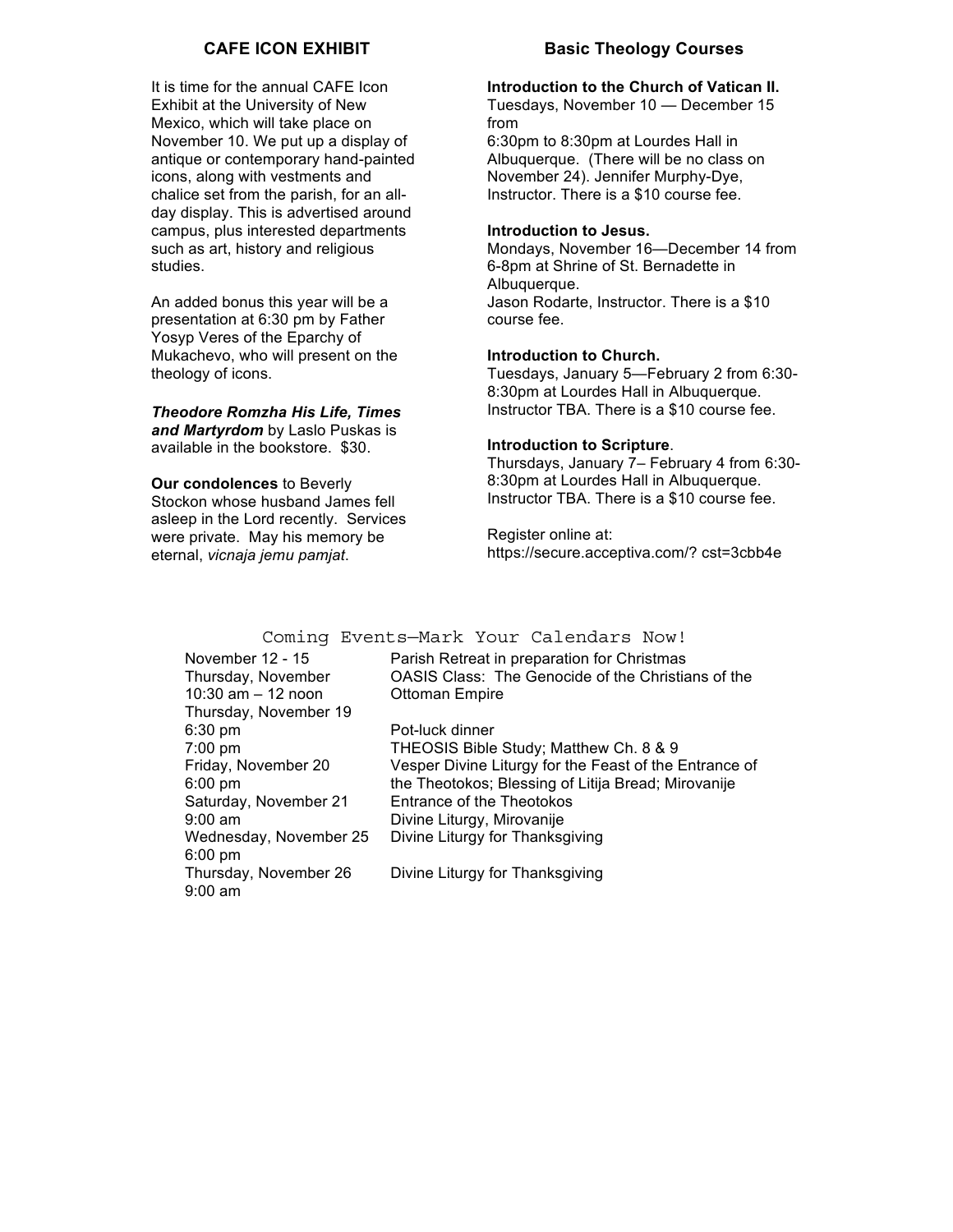## CAFE ICON EXHIBIT

It is time for the annual CAFE Icon Exhibit at the University of New Mexico, which will take place on November 10. We put up a display of antique or contemporary hand-painted icons, along with vestments and chalice set from the parish, for an all-day display. This is advertised around campus, plus interested departments such as art, history and religious studies.

An added bonus this year will be a presentation at 6:30 pm by Father Yosyp Veres of the Eparchy of Mukachevo, who will present on the theology of icons.

***Theodore Romzha His Life, Times and Martyrdom*** by Laslo Puskas is available in the bookstore. $30.

**Our condolences** to Beverly Stockon whose husband James fell asleep in the Lord recently. Services were private. May his memory be eternal, *vicnaja jemu pamjat*.

## Basic Theology Courses

**Introduction to the Church of Vatican II.**
Tuesdays, November 10 — December 15 from
6:30pm to 8:30pm at Lourdes Hall in Albuquerque. (There will be no class on November 24). Jennifer Murphy-Dye, Instructor. There is a $10 course fee.

**Introduction to Jesus.**
Mondays, November 16—December 14 from 6-8pm at Shrine of St. Bernadette in Albuquerque.
Jason Rodarte, Instructor. There is a $10 course fee.

**Introduction to Church.**
Tuesdays, January 5—February 2 from 6:30-8:30pm at Lourdes Hall in Albuquerque. Instructor TBA. There is a $10 course fee.

**Introduction to Scripture**.
Thursdays, January 7– February 4 from 6:30-8:30pm at Lourdes Hall in Albuquerque. Instructor TBA. There is a $10 course fee.

Register online at:
https://secure.acceptiva.com/? cst=3cbb4e

## Coming Events—Mark Your Calendars Now!

| | |
|---|---|
| November 12 - 15 | Parish Retreat in preparation for Christmas |
| Thursday, November 10:30 am – 12 noon | OASIS Class: The Genocide of the Christians of the Ottoman Empire |
| Thursday, November 19 | |
| 6:30 pm | Pot-luck dinner |
| 7:00 pm | THEOSIS Bible Study; Matthew Ch. 8 & 9 |
| Friday, November 20 6:00 pm | Vesper Divine Liturgy for the Feast of the Entrance of the Theotokos; Blessing of Litija Bread; Mirovanije |
| Saturday, November 21 9:00 am | Entrance of the Theotokos Divine Liturgy, Mirovanije |
| Wednesday, November 25 6:00 pm | Divine Liturgy for Thanksgiving |
| Thursday, November 26 9:00 am | Divine Liturgy for Thanksgiving |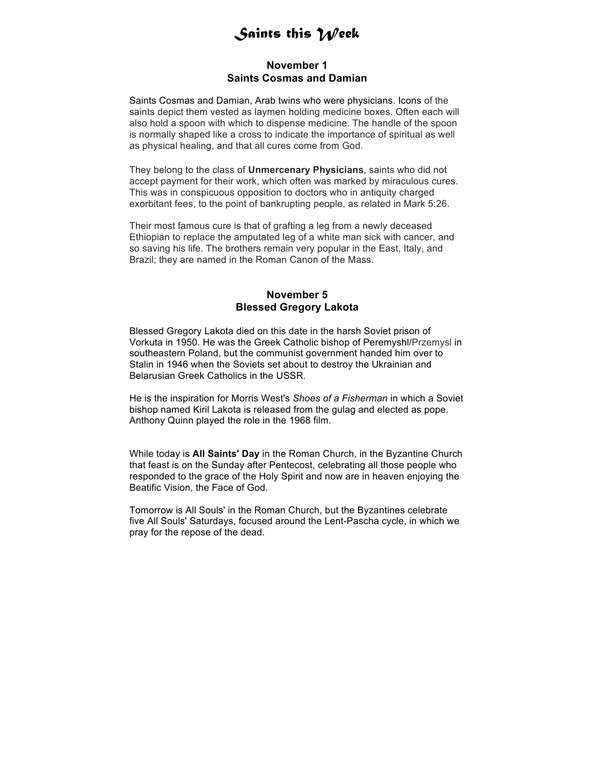# Saints this Week

## November 1
## Saints Cosmas and Damian

Saints Cosmas and Damian, Arab twins who were physicians. Icons of the saints depict them vested as laymen holding medicine boxes. Often each will also hold a spoon with which to dispense medicine. The handle of the spoon is normally shaped like a cross to indicate the importance of spiritual as well as physical healing, and that all cures come from God.

They belong to the class of **Unmercenary Physicians**, saints who did not accept payment for their work, which often was marked by miraculous cures. This was in conspicuous opposition to doctors who in antiquity charged exorbitant fees, to the point of bankrupting people, as related in Mark 5:26.

Their most famous cure is that of grafting a leg from a newly deceased Ethiopian to replace the amputated leg of a white man sick with cancer, and so saving his life. The brothers remain very popular in the East, Italy, and Brazil; they are named in the Roman Canon of the Mass.

## November 5
## Blessed Gregory Lakota

Blessed Gregory Lakota died on this date in the harsh Soviet prison of Vorkuta in 1950. He was the Greek Catholic bishop of Peremyshl/Przemysl in southeastern Poland, but the communist government handed him over to Stalin in 1946 when the Soviets set about to destroy the Ukrainian and Belarusian Greek Catholics in the USSR.

He is the inspiration for Morris West's *Shoes of a Fisherman* in which a Soviet bishop named Kiril Lakota is released from the gulag and elected as pope. Anthony Quinn played the role in the 1968 film.

While today is **All Saints' Day** in the Roman Church, in the Byzantine Church that feast is on the Sunday after Pentecost, celebrating all those people who responded to the grace of the Holy Spirit and now are in heaven enjoying the Beatific Vision, the Face of God.

Tomorrow is All Souls' in the Roman Church, but the Byzantines celebrate five All Souls' Saturdays, focused around the Lent-Pascha cycle, in which we pray for the repose of the dead.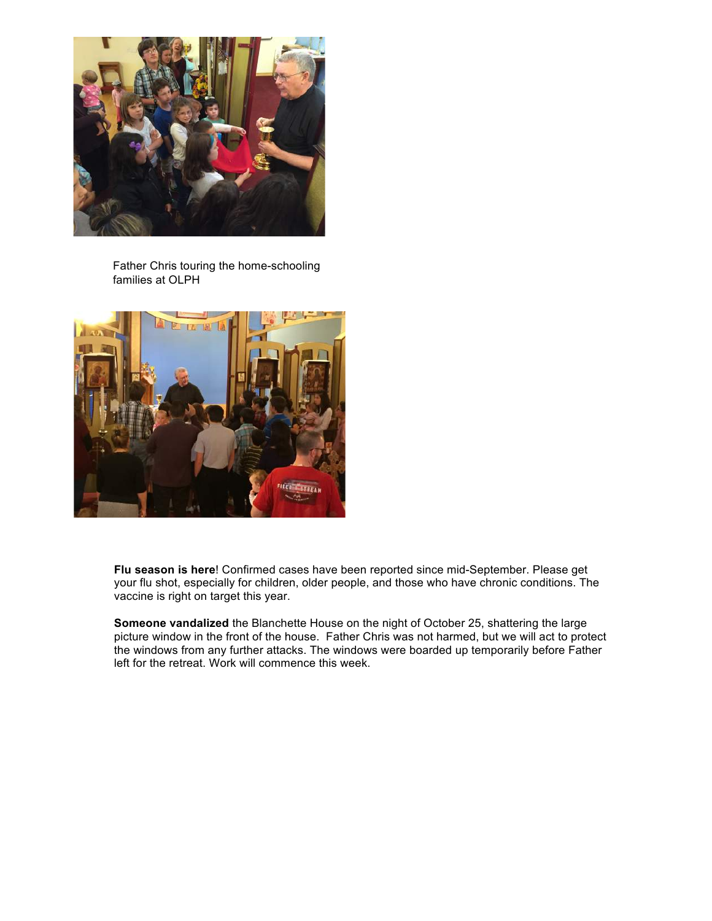Father Chris touring the home-schooling families at OLPH

**Flu season is here**! Confirmed cases have been reported since mid-September. Please get your flu shot, especially for children, older people, and those who have chronic conditions. The vaccine is right on target this year.

**Someone vandalized** the Blanchette House on the night of October 25, shattering the large picture window in the front of the house. Father Chris was not harmed, but we will act to protect the windows from any further attacks. The windows were boarded up temporarily before Father left for the retreat. Work will commence this week.